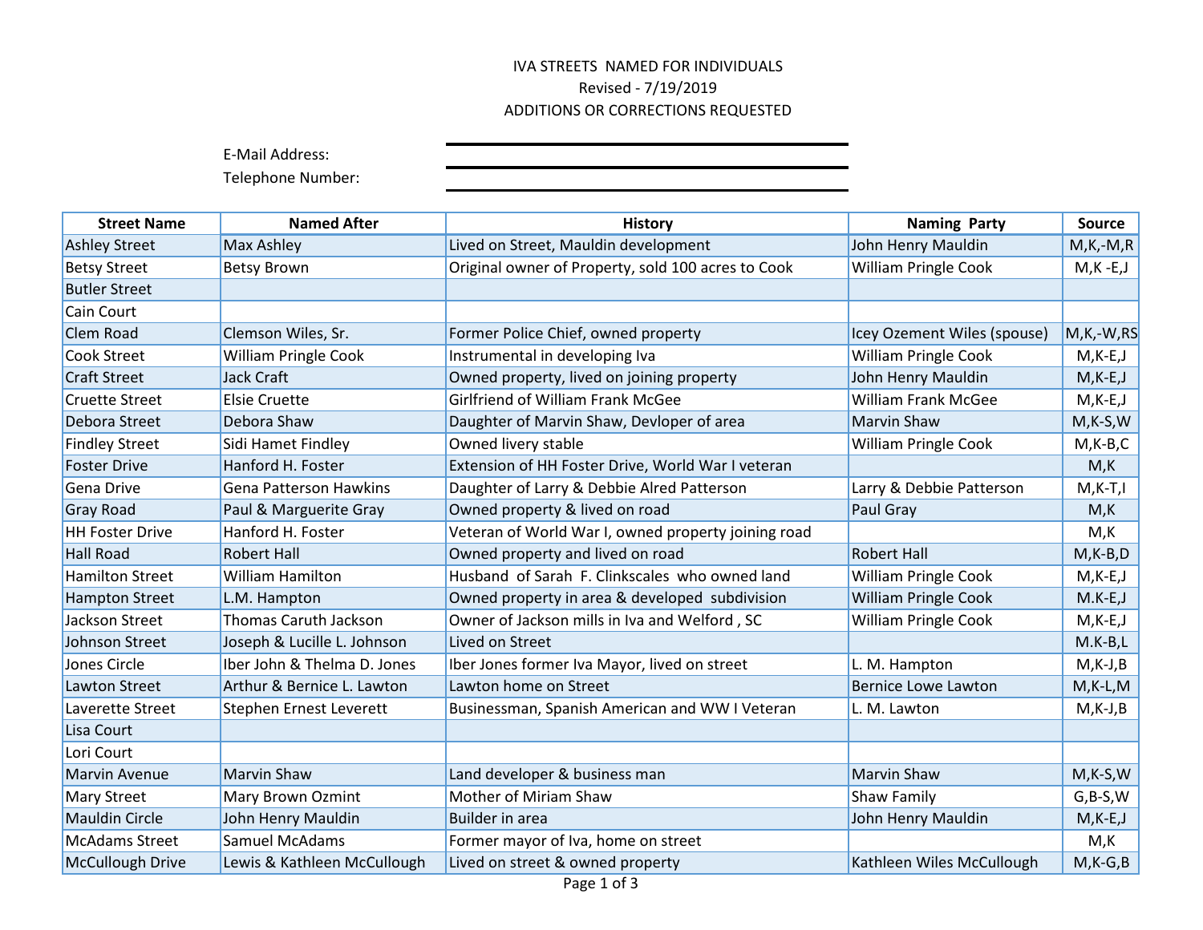# IVA STREETS NAMED FOR INDIVIDUALS

Revised - 7/19/2019

ADDITIONS OR CORRECTIONS REQUESTED

E-Mail Address: ______________________

Telephone Number: ______________________

| Street Name | Named After | History | Naming Party | Source |
|---|---|---|---|---|
| Ashley Street | Max Ashley | Lived on Street, Mauldin development | John Henry Mauldin | M,K,-M,R |
| Betsy Street | Betsy Brown | Original owner of Property, sold 100 acres to Cook | William Pringle Cook | M,K -E,J |
| Butler Street | | | | |
| Cain Court | | | | |
| Clem Road | Clemson Wiles, Sr. | Former Police Chief, owned property | Icey Ozement Wiles (spouse) | M,K,-W,RS |
| Cook Street | William Pringle Cook | Instrumental in developing Iva | William Pringle Cook | M,K-E,J |
| Craft Street | Jack Craft | Owned property, lived on joining property | John Henry Mauldin | M,K-E,J |
| Cruette Street | Elsie Cruette | Girlfriend of William Frank McGee | William Frank McGee | M,K-E,J |
| Debora Street | Debora Shaw | Daughter of Marvin Shaw, Devloper of area | Marvin Shaw | M,K-S,W |
| Findley Street | Sidi Hamet Findley | Owned livery stable | William Pringle Cook | M,K-B,C |
| Foster Drive | Hanford H. Foster | Extension of HH Foster Drive, World War I veteran | | M,K |
| Gena Drive | Gena Patterson Hawkins | Daughter of Larry & Debbie Alred Patterson | Larry & Debbie Patterson | M,K-T,I |
| Gray Road | Paul & Marguerite Gray | Owned property & lived on road | Paul Gray | M,K |
| HH Foster Drive | Hanford H. Foster | Veteran of World War I, owned property joining road | | M,K |
| Hall Road | Robert Hall | Owned property and lived on road | Robert Hall | M,K-B,D |
| Hamilton Street | William Hamilton | Husband of Sarah F. Clinkscales who owned land | William Pringle Cook | M,K-E,J |
| Hampton Street | L.M. Hampton | Owned property in area & developed subdivision | William Pringle Cook | M.K-E,J |
| Jackson Street | Thomas Caruth Jackson | Owner of Jackson mills in Iva and Welford , SC | William Pringle Cook | M,K-E,J |
| Johnson Street | Joseph & Lucille L. Johnson | Lived on Street | | M.K-B,L |
| Jones Circle | Iber John & Thelma D. Jones | Iber Jones former Iva Mayor, lived on street | L. M. Hampton | M,K-J,B |
| Lawton Street | Arthur & Bernice L. Lawton | Lawton home on Street | Bernice Lowe Lawton | M,K-L,M |
| Laverette Street | Stephen Ernest Leverett | Businessman, Spanish American and WW I Veteran | L. M. Lawton | M,K-J,B |
| Lisa Court | | | | |
| Lori Court | | | | |
| Marvin Avenue | Marvin Shaw | Land developer & business man | Marvin Shaw | M,K-S,W |
| Mary Street | Mary Brown Ozmint | Mother of Miriam Shaw | Shaw Family | G,B-S,W |
| Mauldin Circle | John Henry Mauldin | Builder in area | John Henry Mauldin | M,K-E,J |
| McAdams Street | Samuel McAdams | Former mayor of Iva, home on street | | M,K |
| McCullough Drive | Lewis & Kathleen McCullough | Lived on street & owned property | Kathleen Wiles McCullough | M,K-G,B |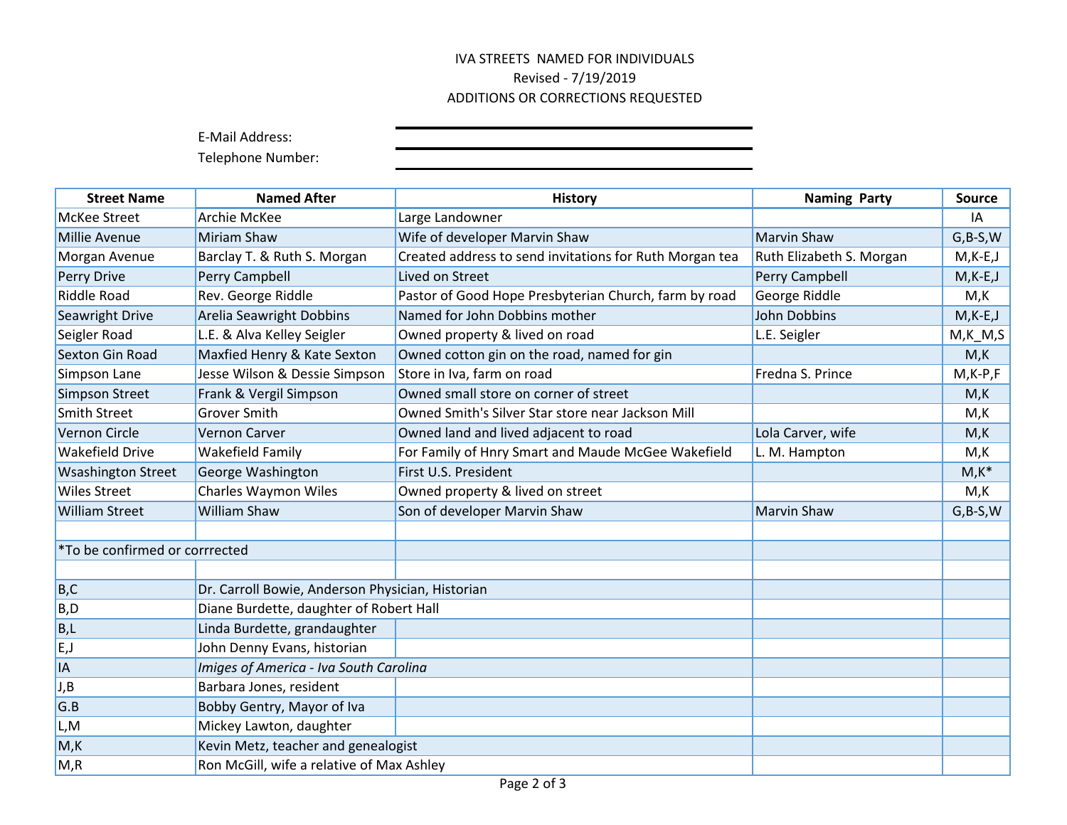IVA STREETS NAMED FOR INDIVIDUALS
Revised - 7/19/2019
ADDITIONS OR CORRECTIONS REQUESTED

E-Mail Address: ______________________

Telephone Number: ______________________

| Street Name | Named After | History | Naming Party | Source |
|---|---|---|---|---|
| McKee Street | Archie McKee | Large Landowner | | IA |
| Millie Avenue | Miriam Shaw | Wife of developer Marvin Shaw | Marvin Shaw | G,B-S,W |
| Morgan Avenue | Barclay T. & Ruth S. Morgan | Created address to send invitations for Ruth Morgan tea | Ruth Elizabeth S. Morgan | M,K-E,J |
| Perry Drive | Perry Campbell | Lived on Street | Perry Campbell | M,K-E,J |
| Riddle Road | Rev. George Riddle | Pastor of Good Hope Presbyterian Church, farm by road | George Riddle | M,K |
| Seawright Drive | Arelia Seawright Dobbins | Named for John Dobbins mother | John Dobbins | M,K-E,J |
| Seigler Road | L.E. & Alva Kelley Seigler | Owned property & lived on road | L.E. Seigler | M,K_M,S |
| Sexton Gin Road | Maxfied Henry & Kate Sexton | Owned cotton gin on the road, named for gin | | M,K |
| Simpson Lane | Jesse Wilson & Dessie Simpson | Store in Iva, farm on road | Fredna S. Prince | M,K-P,F |
| Simpson Street | Frank & Vergil Simpson | Owned small store on corner of street | | M,K |
| Smith Street | Grover Smith | Owned Smith's Silver Star store near Jackson Mill | | M,K |
| Vernon Circle | Vernon Carver | Owned land and lived adjacent to road | Lola Carver, wife | M,K |
| Wakefield Drive | Wakefield Family | For Family of Hnry Smart and Maude McGee Wakefield | L. M. Hampton | M,K |
| Wsashington Street | George Washington | First U.S. President | | M,K* |
| Wiles Street | Charles Waymon Wiles | Owned property & lived on street | | M,K |
| William Street | William Shaw | Son of developer Marvin Shaw | Marvin Shaw | G,B-S,W |

*To be confirmed or corrrected

| Code | Source |
|---|---|
| B,C | Dr. Carroll Bowie, Anderson Physician, Historian |
| B,D | Diane Burdette, daughter of Robert Hall |
| B,L | Linda Burdette, grandaughter |
| E,J | John Denny Evans, historian |
| IA | *Imiges of America - Iva South Carolina* |
| J,B | Barbara Jones, resident |
| G.B | Bobby Gentry, Mayor of Iva |
| L,M | Mickey Lawton, daughter |
| M,K | Kevin Metz, teacher and genealogist |
| M,R | Ron McGill, wife a relative of Max Ashley |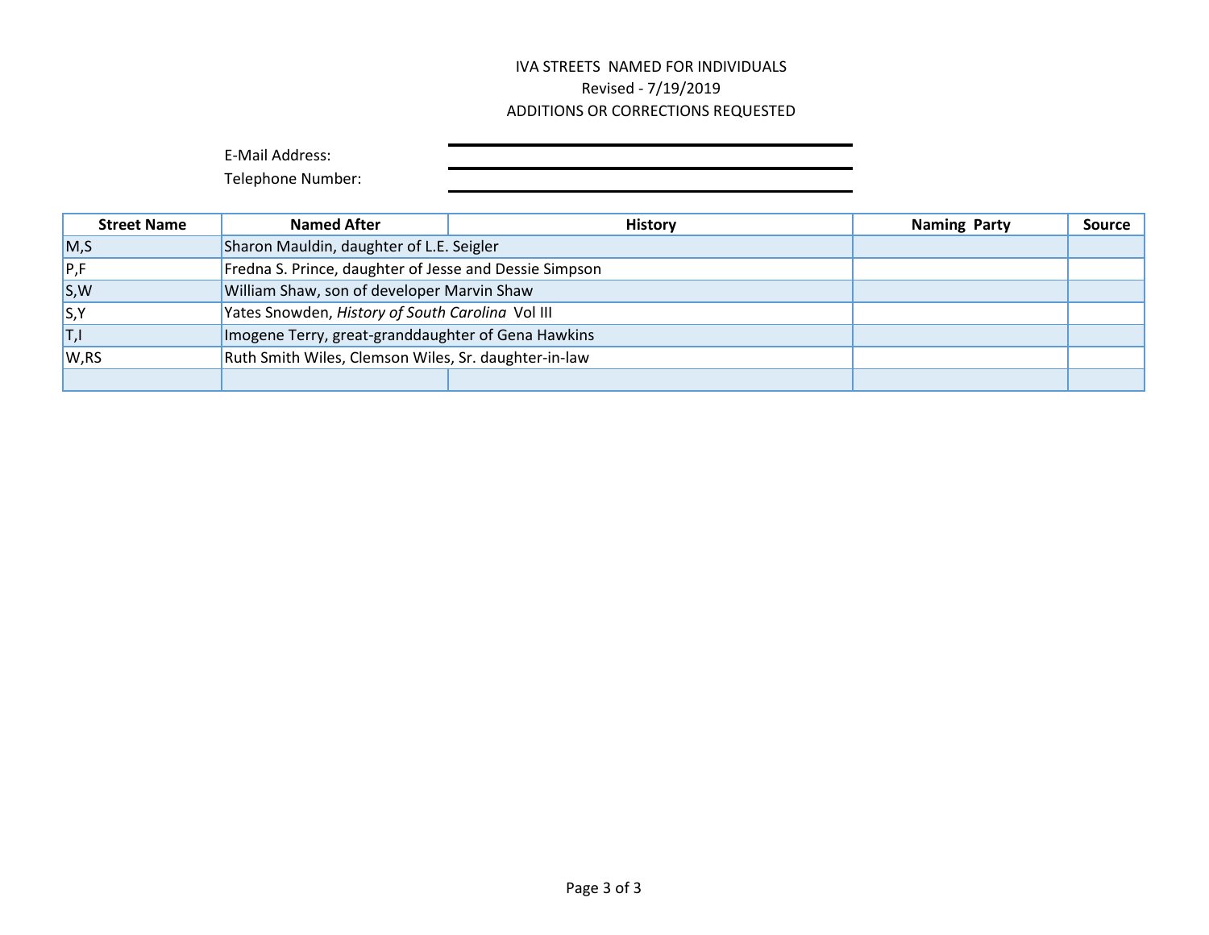IVA STREETS NAMED FOR INDIVIDUALS
Revised - 7/19/2019
ADDITIONS OR CORRECTIONS REQUESTED

E-Mail Address: \_\_\_\_\_\_\_\_\_\_\_\_\_\_\_\_\_\_\_\_

Telephone Number: \_\_\_\_\_\_\_\_\_\_\_\_\_\_\_\_\_\_\_\_

| Street Name | Named After | History | Naming Party | Source |
|---|---|---|---|---|
| M,S | Sharon Mauldin, daughter of L.E. Seigler | | | |
| P,F | Fredna S. Prince, daughter of Jesse and Dessie Simpson | | | |
| S,W | William Shaw, son of developer Marvin Shaw | | | |
| S,Y | Yates Snowden, *History of South Carolina* Vol III | | | |
| T,I | Imogene Terry, great-granddaughter of Gena Hawkins | | | |
| W,RS | Ruth Smith Wiles, Clemson Wiles, Sr. daughter-in-law | | | |
| | | | | |